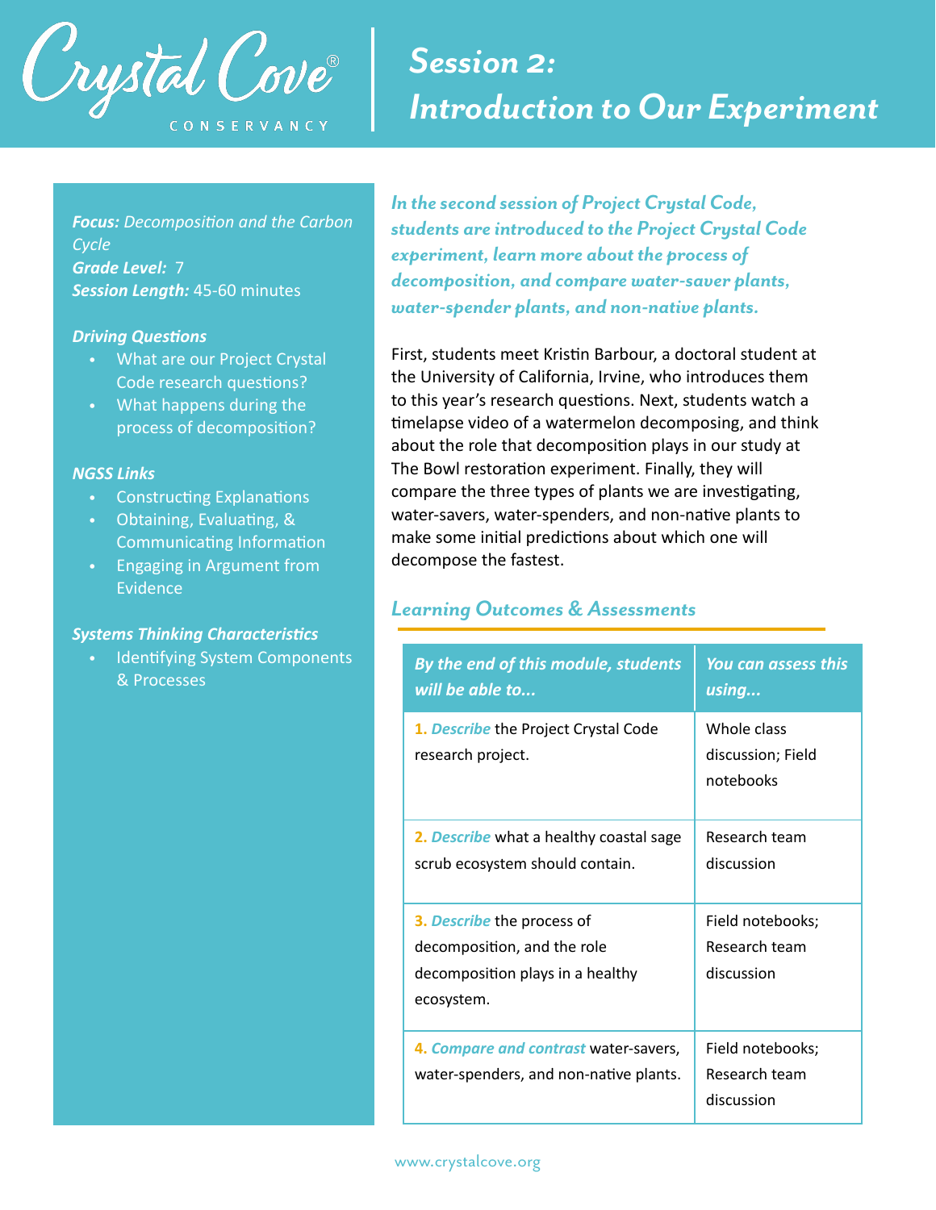Crystal Cove® CONSERVANCY

# Session 2: Introduction to Our Experiment

***Focus:*** *Decomposition and the Carbon Cycle*
***Grade Level:*** 7
***Session Length:*** 45-60 minutes

***Driving Questions***

- What are our Project Crystal Code research questions?
- What happens during the process of decomposition?

***NGSS Links***

- Constructing Explanations
- Obtaining, Evaluating, & Communicating Information
- Engaging in Argument from Evidence

***Systems Thinking Characteristics***

- Identifying System Components & Processes

***In the second session of Project Crystal Code, students are introduced to the Project Crystal Code experiment, learn more about the process of decomposition, and compare water-saver plants, water-spender plants, and non-native plants.***

First, students meet Kristin Barbour, a doctoral student at the University of California, Irvine, who introduces them to this year's research questions. Next, students watch a timelapse video of a watermelon decomposing, and think about the role that decomposition plays in our study at The Bowl restoration experiment. Finally, they will compare the three types of plants we are investigating, water-savers, water-spenders, and non-native plants to make some initial predictions about which one will decompose the fastest.

## *Learning Outcomes & Assessments*

| *By the end of this module, students will be able to...* | *You can assess this using...* |
|---|---|
| **1.** ***Describe*** the Project Crystal Code research project. | Whole class discussion; Field notebooks |
| **2.** ***Describe*** what a healthy coastal sage scrub ecosystem should contain. | Research team discussion |
| **3.** ***Describe*** the process of decomposition, and the role decomposition plays in a healthy ecosystem. | Field notebooks; Research team discussion |
| **4.** ***Compare and contrast*** water-savers, water-spenders, and non-native plants. | Field notebooks; Research team discussion |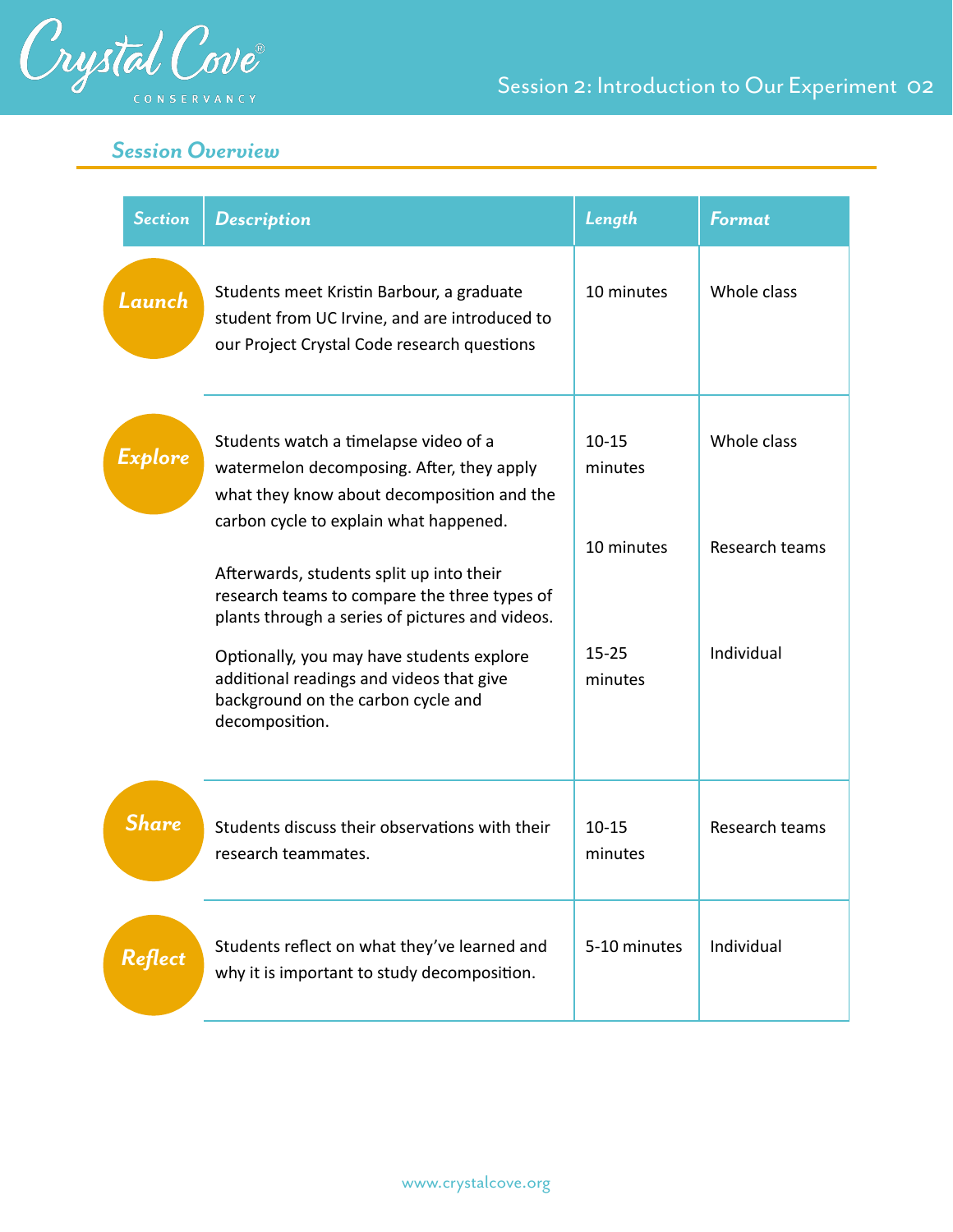## Session Overview

| Section | Description | Length | Format |
| --- | --- | --- | --- |
| Launch | Students meet Kristin Barbour, a graduate student from UC Irvine, and are introduced to our Project Crystal Code research questions | 10 minutes | Whole class |
| Explore | Students watch a timelapse video of a watermelon decomposing. After, they apply what they know about decomposition and the carbon cycle to explain what happened. | 10-15 minutes | Whole class |
| | Afterwards, students split up into their research teams to compare the three types of plants through a series of pictures and videos. | 10 minutes | Research teams |
| | Optionally, you may have students explore additional readings and videos that give background on the carbon cycle and decomposition. | 15-25 minutes | Individual |
| Share | Students discuss their observations with their research teammates. | 10-15 minutes | Research teams |
| Reflect | Students reflect on what they've learned and why it is important to study decomposition. | 5-10 minutes | Individual |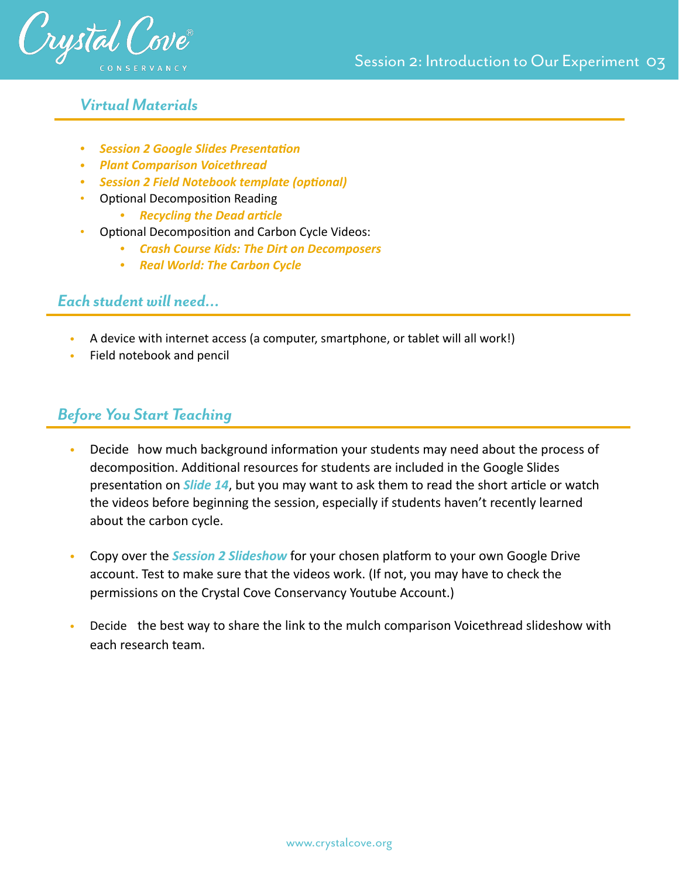## *Virtual Materials*

- ***Session 2 Google Slides Presentation***
- ***Plant Comparison Voicethread***
- ***Session 2 Field Notebook template (optional)***
- Optional Decomposition Reading
  - ***Recycling the Dead article***
- Optional Decomposition and Carbon Cycle Videos:
  - ***Crash Course Kids: The Dirt on Decomposers***
  - ***Real World: The Carbon Cycle***

## *Each student will need...*

- A device with internet access (a computer, smartphone, or tablet will all work!)
- Field notebook and pencil

## *Before You Start Teaching*

- Decide how much background information your students may need about the process of decomposition. Additional resources for students are included in the Google Slides presentation on ***Slide 14***, but you may want to ask them to read the short article or watch the videos before beginning the session, especially if students haven't recently learned about the carbon cycle.
- Copy over the ***Session 2 Slideshow*** for your chosen platform to your own Google Drive account. Test to make sure that the videos work. (If not, you may have to check the permissions on the Crystal Cove Conservancy Youtube Account.)
- Decide the best way to share the link to the mulch comparison Voicethread slideshow with each research team.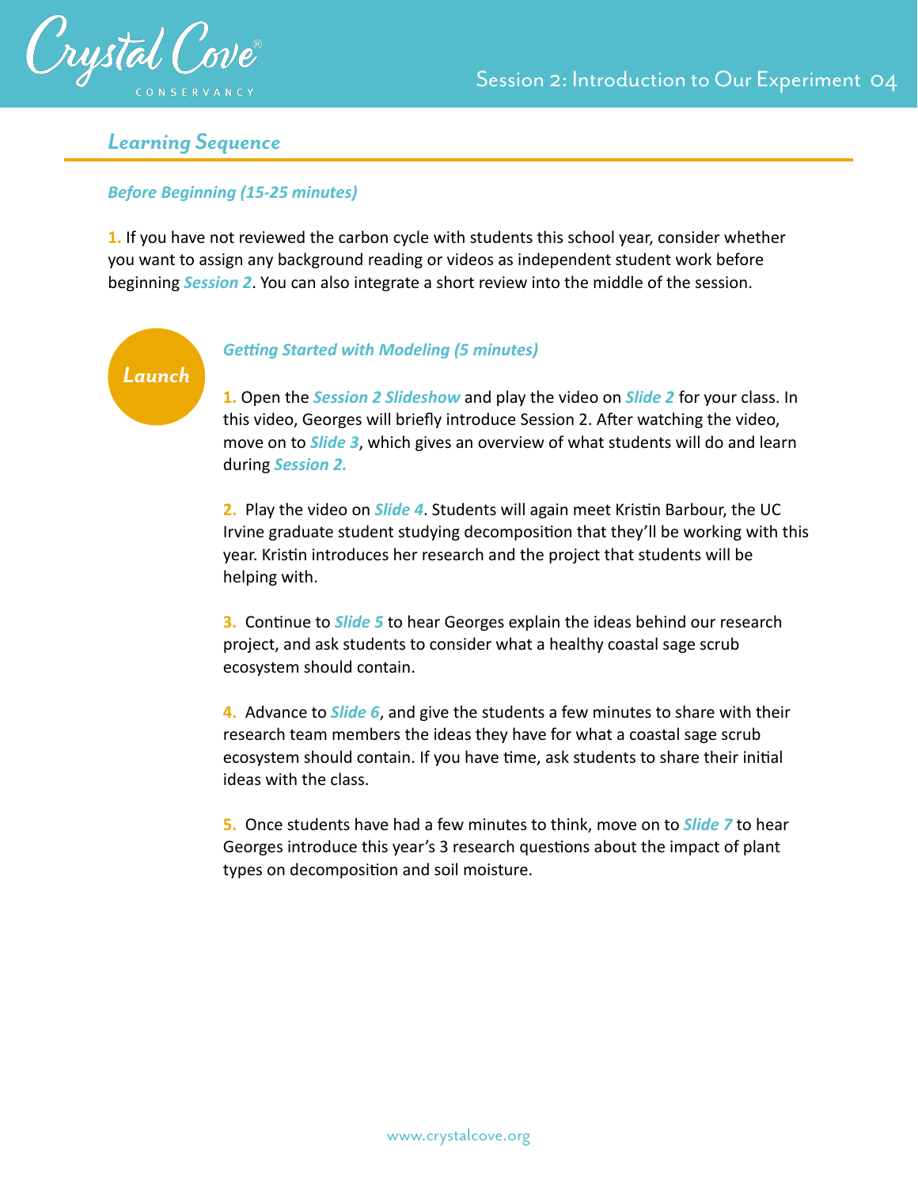## *Learning Sequence*

### *Before Beginning (15-25 minutes)*

1. If you have not reviewed the carbon cycle with students this school year, consider whether you want to assign any background reading or videos as independent student work before beginning ***Session 2***. You can also integrate a short review into the middle of the session.

### Launch

#### *Getting Started with Modeling (5 minutes)*

1. Open the ***Session 2 Slideshow*** and play the video on ***Slide 2*** for your class. In this video, Georges will briefly introduce Session 2. After watching the video, move on to ***Slide 3***, which gives an overview of what students will do and learn during ***Session 2.***

2. Play the video on ***Slide 4***. Students will again meet Kristin Barbour, the UC Irvine graduate student studying decomposition that they'll be working with this year. Kristin introduces her research and the project that students will be helping with.

3. Continue to ***Slide 5*** to hear Georges explain the ideas behind our research project, and ask students to consider what a healthy coastal sage scrub ecosystem should contain.

4. Advance to ***Slide 6***, and give the students a few minutes to share with their research team members the ideas they have for what a coastal sage scrub ecosystem should contain. If you have time, ask students to share their initial ideas with the class.

5. Once students have had a few minutes to think, move on to ***Slide 7*** to hear Georges introduce this year's 3 research questions about the impact of plant types on decomposition and soil moisture.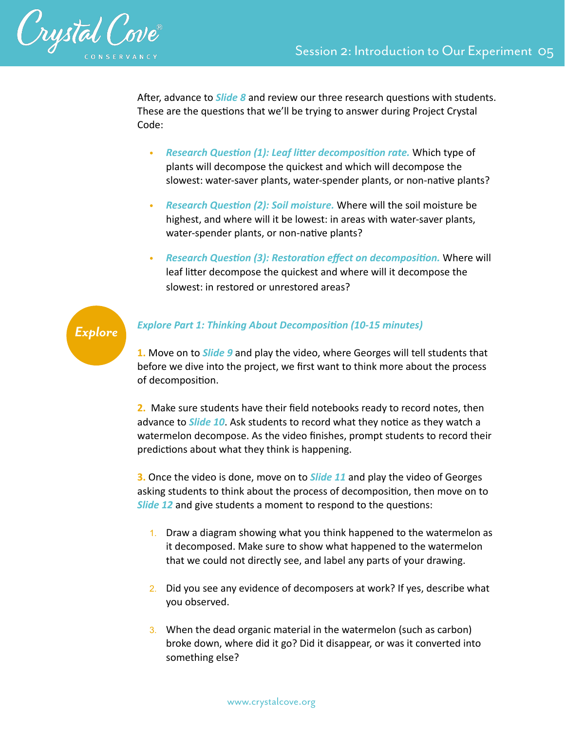After, advance to ***Slide 8*** and review our three research questions with students. These are the questions that we'll be trying to answer during Project Crystal Code:

- ***Research Question (1): Leaf litter decomposition rate.*** Which type of plants will decompose the quickest and which will decompose the slowest: water-saver plants, water-spender plants, or non-native plants?
- ***Research Question (2): Soil moisture.*** Where will the soil moisture be highest, and where will it be lowest: in areas with water-saver plants, water-spender plants, or non-native plants?
- ***Research Question (3): Restoration effect on decomposition.*** Where will leaf litter decompose the quickest and where will it decompose the slowest: in restored or unrestored areas?

## Explore

### *Explore Part 1: Thinking About Decomposition (10-15 minutes)*

**1.** Move on to ***Slide 9*** and play the video, where Georges will tell students that before we dive into the project, we first want to think more about the process of decomposition.

**2.** Make sure students have their field notebooks ready to record notes, then advance to ***Slide 10***. Ask students to record what they notice as they watch a watermelon decompose. As the video finishes, prompt students to record their predictions about what they think is happening.

**3.** Once the video is done, move on to ***Slide 11*** and play the video of Georges asking students to think about the process of decomposition, then move on to ***Slide 12*** and give students a moment to respond to the questions:

1. Draw a diagram showing what you think happened to the watermelon as it decomposed. Make sure to show what happened to the watermelon that we could not directly see, and label any parts of your drawing.
2. Did you see any evidence of decomposers at work? If yes, describe what you observed.
3. When the dead organic material in the watermelon (such as carbon) broke down, where did it go? Did it disappear, or was it converted into something else?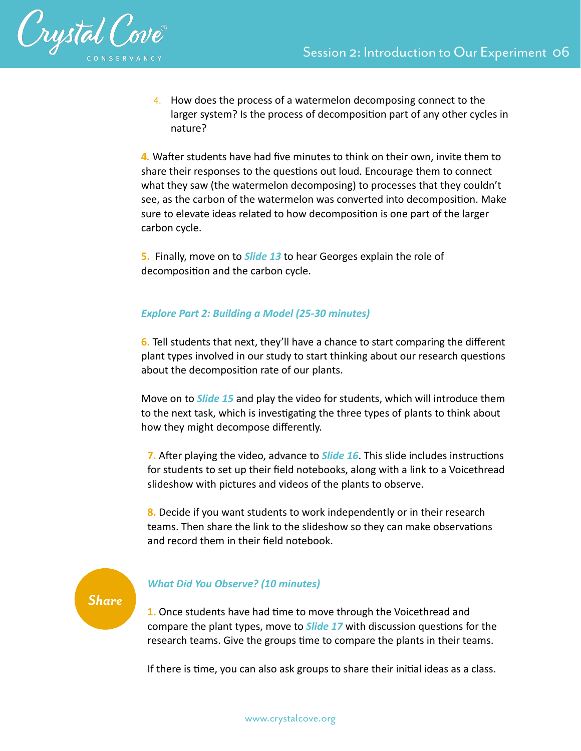4. How does the process of a watermelon decomposing connect to the larger system? Is the process of decomposition part of any other cycles in nature?

**4.** Wafter students have had five minutes to think on their own, invite them to share their responses to the questions out loud. Encourage them to connect what they saw (the watermelon decomposing) to processes that they couldn't see, as the carbon of the watermelon was converted into decomposition. Make sure to elevate ideas related to how decomposition is one part of the larger carbon cycle.

**5.** Finally, move on to ***Slide 13*** to hear Georges explain the role of decomposition and the carbon cycle.

***Explore Part 2: Building a Model (25-30 minutes)***

**6.** Tell students that next, they'll have a chance to start comparing the different plant types involved in our study to start thinking about our research questions about the decomposition rate of our plants.

Move on to ***Slide 15*** and play the video for students, which will introduce them to the next task, which is investigating the three types of plants to think about how they might decompose differently.

**7.** After playing the video, advance to ***Slide 16***. This slide includes instructions for students to set up their field notebooks, along with a link to a Voicethread slideshow with pictures and videos of the plants to observe.

**8.** Decide if you want students to work independently or in their research teams. Then share the link to the slideshow so they can make observations and record them in their field notebook.

## Share

***What Did You Observe? (10 minutes)***

**1.** Once students have had time to move through the Voicethread and compare the plant types, move to ***Slide 17*** with discussion questions for the research teams. Give the groups time to compare the plants in their teams.

If there is time, you can also ask groups to share their initial ideas as a class.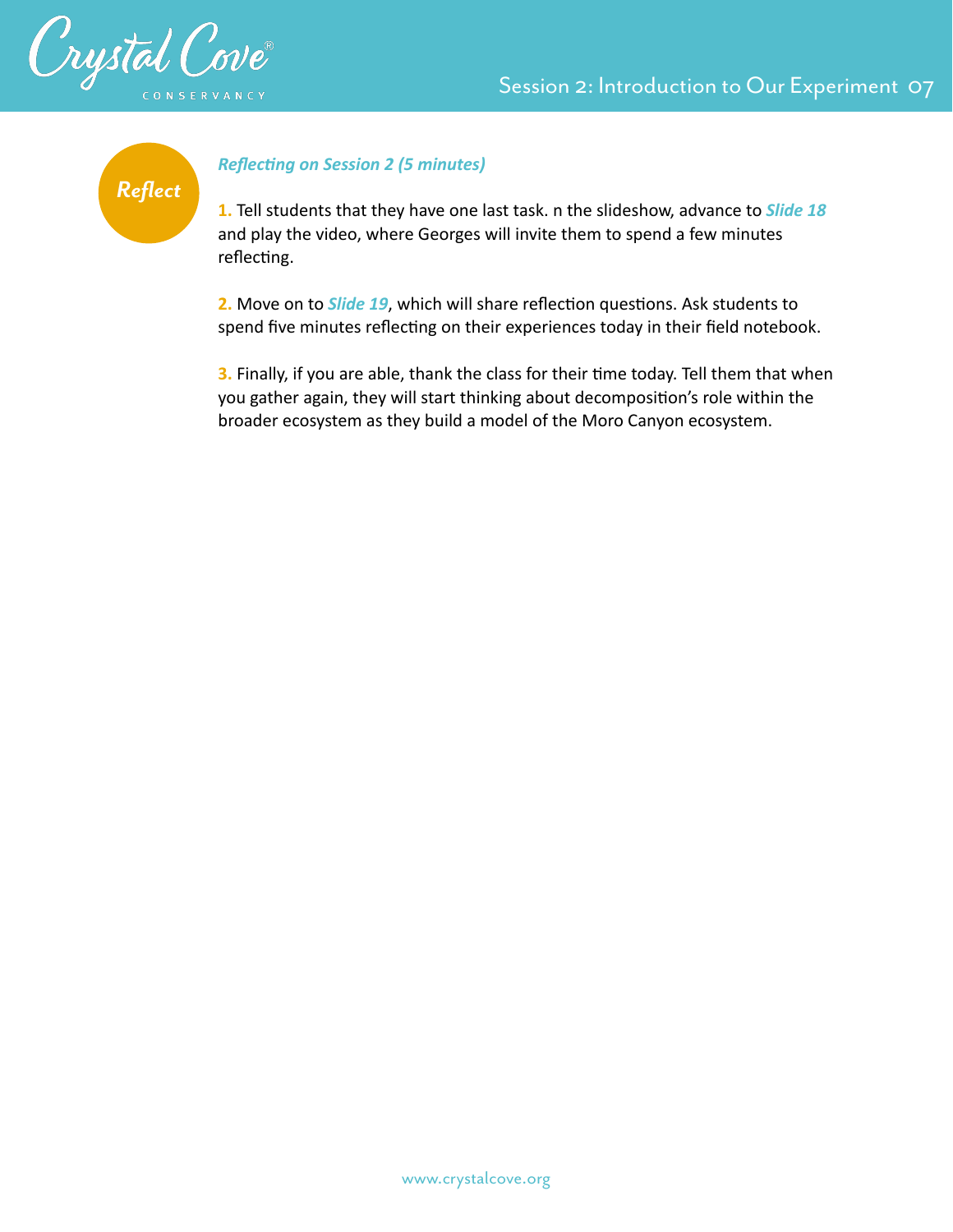**Reflect**

***Reflecting on Session 2 (5 minutes)***

**1.** Tell students that they have one last task. n the slideshow, advance to ***Slide 18*** and play the video, where Georges will invite them to spend a few minutes reflecting.

**2.** Move on to ***Slide 19***, which will share reflection questions. Ask students to spend five minutes reflecting on their experiences today in their field notebook.

**3.** Finally, if you are able, thank the class for their time today. Tell them that when you gather again, they will start thinking about decomposition's role within the broader ecosystem as they build a model of the Moro Canyon ecosystem.